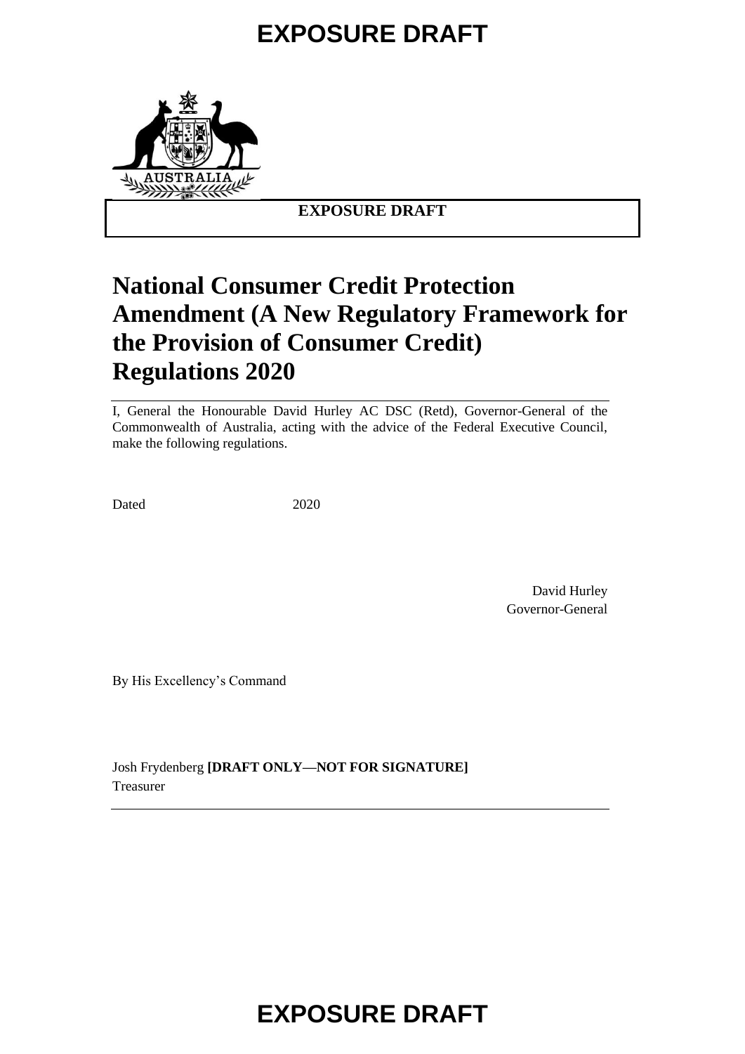# EXPOSURE DRAFT

**EXPOSURE DRAFT**

# National Consumer Credit Protection Amendment (A New Regulatory Framework for the Provision of Consumer Credit) Regulations 2020

I, General the Honourable David Hurley AC DSC (Retd), Governor-General of the Commonwealth of Australia, acting with the advice of the Federal Executive Council, make the following regulations.

Dated 2020

David Hurley
Governor-General

By His Excellency's Command

Josh Frydenberg **[DRAFT ONLY—NOT FOR SIGNATURE]**
Treasurer

# EXPOSURE DRAFT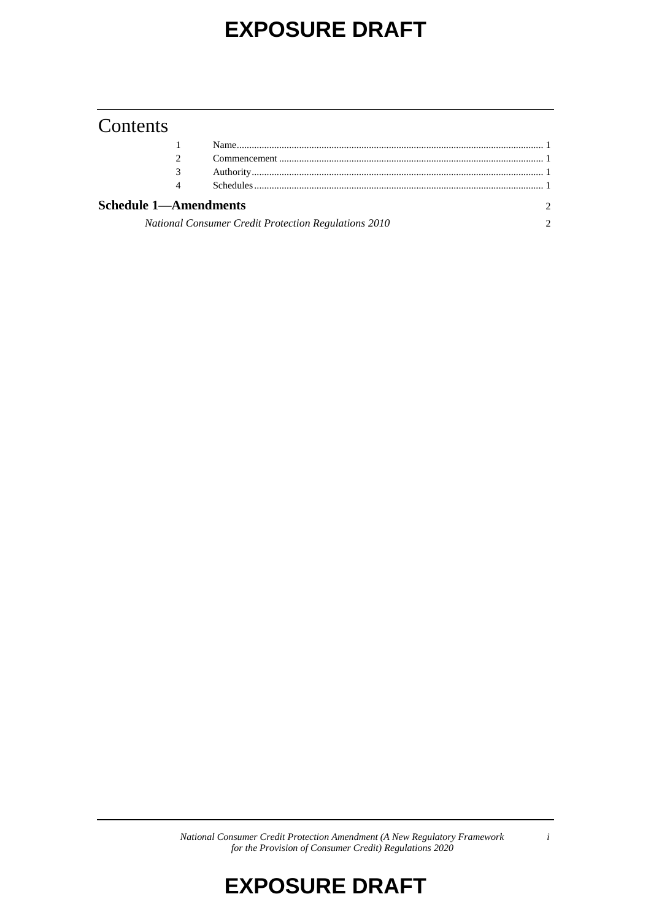# Contents

| | | |
|---|---|---|
| 1 | Name | 1 |
| 2 | Commencement | 1 |
| 3 | Authority | 1 |
| 4 | Schedules | 1 |

**Schedule 1—Amendments** 2

*National Consumer Credit Protection Regulations 2010* 2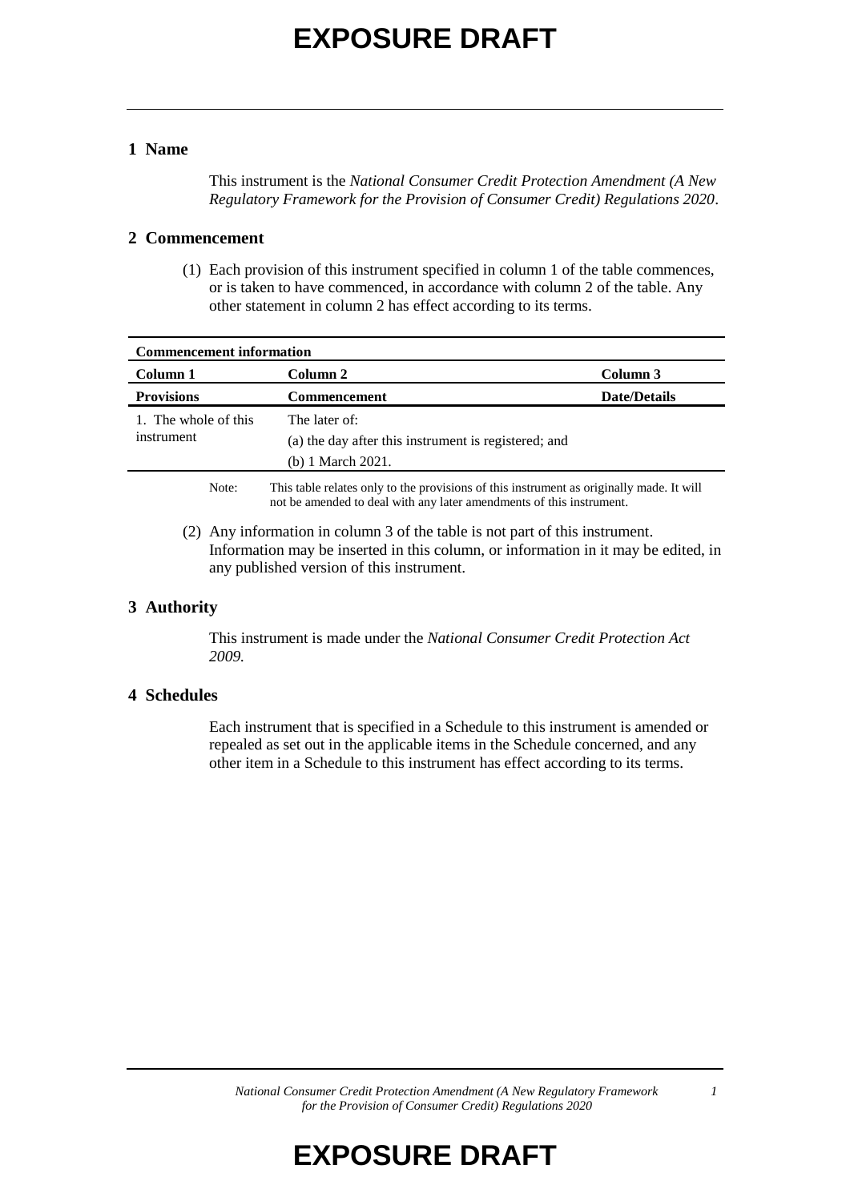# EXPOSURE DRAFT

## 1 Name

This instrument is the *National Consumer Credit Protection Amendment (A New Regulatory Framework for the Provision of Consumer Credit) Regulations 2020*.

## 2 Commencement

(1) Each provision of this instrument specified in column 1 of the table commences, or is taken to have commenced, in accordance with column 2 of the table. Any other statement in column 2 has effect according to its terms.

| **Commencement information** | | |
|---|---|---|
| **Column 1** | **Column 2** | **Column 3** |
| **Provisions** | **Commencement** | **Date/Details** |
| 1. The whole of this instrument | The later of:<br>(a) the day after this instrument is registered; and<br>(b) 1 March 2021. | |

Note: This table relates only to the provisions of this instrument as originally made. It will not be amended to deal with any later amendments of this instrument.

(2) Any information in column 3 of the table is not part of this instrument. Information may be inserted in this column, or information in it may be edited, in any published version of this instrument.

## 3 Authority

This instrument is made under the *National Consumer Credit Protection Act 2009.*

## 4 Schedules

Each instrument that is specified in a Schedule to this instrument is amended or repealed as set out in the applicable items in the Schedule concerned, and any other item in a Schedule to this instrument has effect according to its terms.

# EXPOSURE DRAFT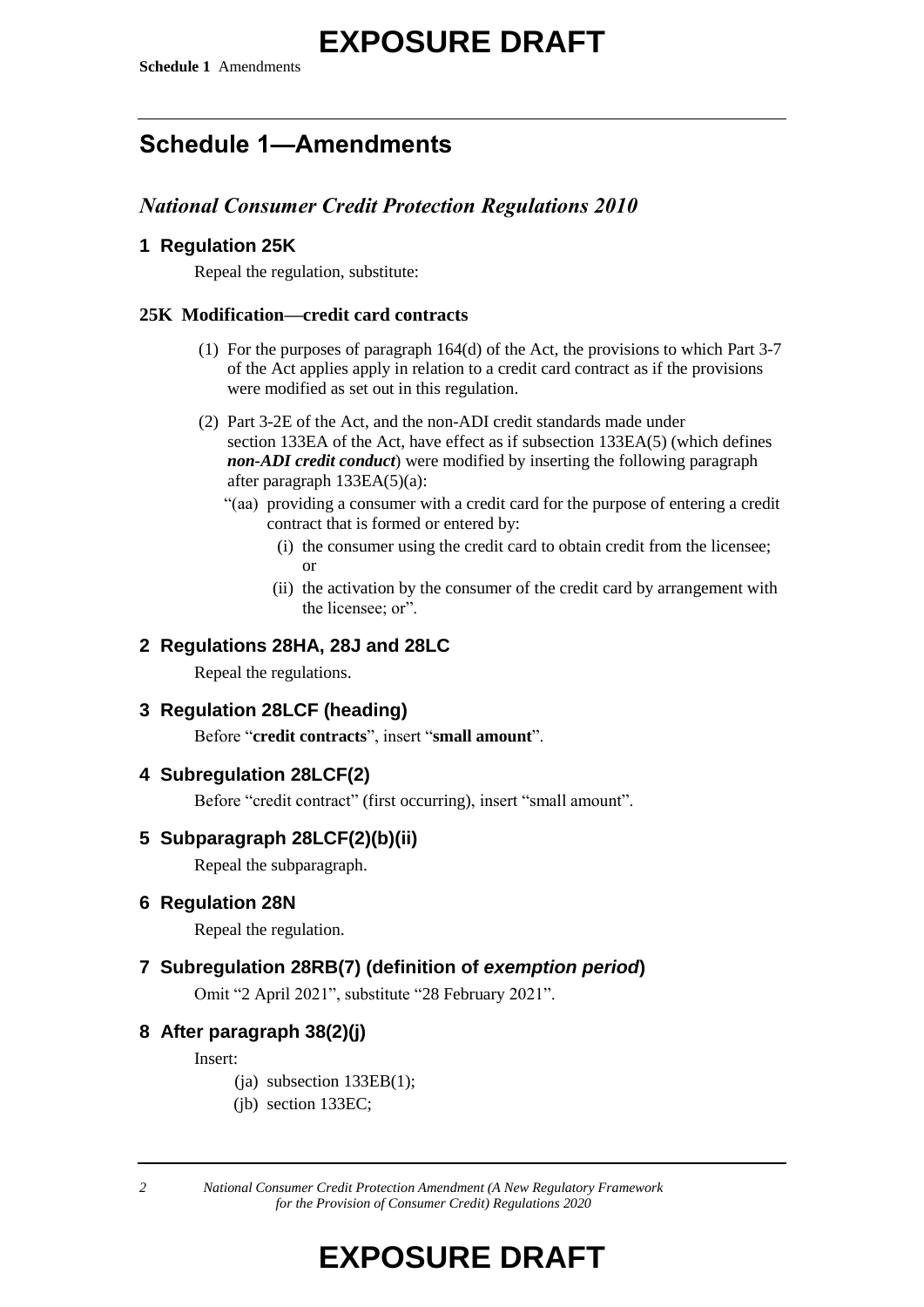# Schedule 1—Amendments

## *National Consumer Credit Protection Regulations 2010*

### 1 Regulation 25K

Repeal the regulation, substitute:

#### 25K Modification—credit card contracts

(1) For the purposes of paragraph 164(d) of the Act, the provisions to which Part 3-7 of the Act applies apply in relation to a credit card contract as if the provisions were modified as set out in this regulation.

(2) Part 3-2E of the Act, and the non-ADI credit standards made under section 133EA of the Act, have effect as if subsection 133EA(5) (which defines ***non-ADI credit conduct***) were modified by inserting the following paragraph after paragraph 133EA(5)(a):

"(aa) providing a consumer with a credit card for the purpose of entering a credit contract that is formed or entered by:

(i) the consumer using the credit card to obtain credit from the licensee; or

(ii) the activation by the consumer of the credit card by arrangement with the licensee; or".

### 2 Regulations 28HA, 28J and 28LC

Repeal the regulations.

### 3 Regulation 28LCF (heading)

Before "**credit contracts**", insert "**small amount**".

### 4 Subregulation 28LCF(2)

Before "credit contract" (first occurring), insert "small amount".

### 5 Subparagraph 28LCF(2)(b)(ii)

Repeal the subparagraph.

### 6 Regulation 28N

Repeal the regulation.

### 7 Subregulation 28RB(7) (definition of *exemption period*)

Omit "2 April 2021", substitute "28 February 2021".

### 8 After paragraph 38(2)(j)

Insert:

(ja) subsection 133EB(1);

(jb) section 133EC;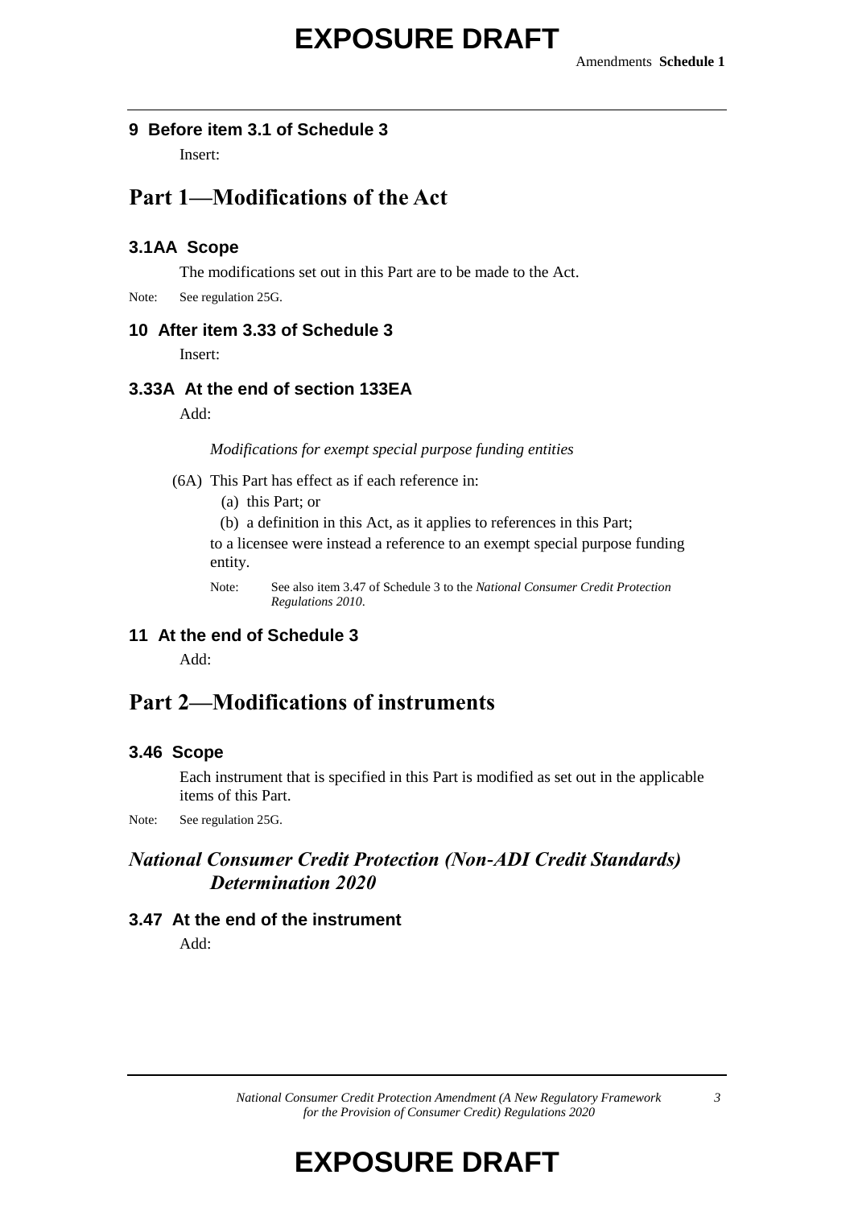**9 Before item 3.1 of Schedule 3**

Insert:

## Part 1—Modifications of the Act

### 3.1AA Scope

The modifications set out in this Part are to be made to the Act.

Note: See regulation 25G.

**10 After item 3.33 of Schedule 3**

Insert:

### 3.33A At the end of section 133EA

Add:

*Modifications for exempt special purpose funding entities*

(6A) This Part has effect as if each reference in:

(a) this Part; or

(b) a definition in this Act, as it applies to references in this Part;

to a licensee were instead a reference to an exempt special purpose funding entity.

Note: See also item 3.47 of Schedule 3 to the *National Consumer Credit Protection Regulations 2010*.

**11 At the end of Schedule 3**

Add:

## Part 2—Modifications of instruments

### 3.46 Scope

Each instrument that is specified in this Part is modified as set out in the applicable items of this Part.

Note: See regulation 25G.

## *National Consumer Credit Protection (Non-ADI Credit Standards) Determination 2020*

### 3.47 At the end of the instrument

Add: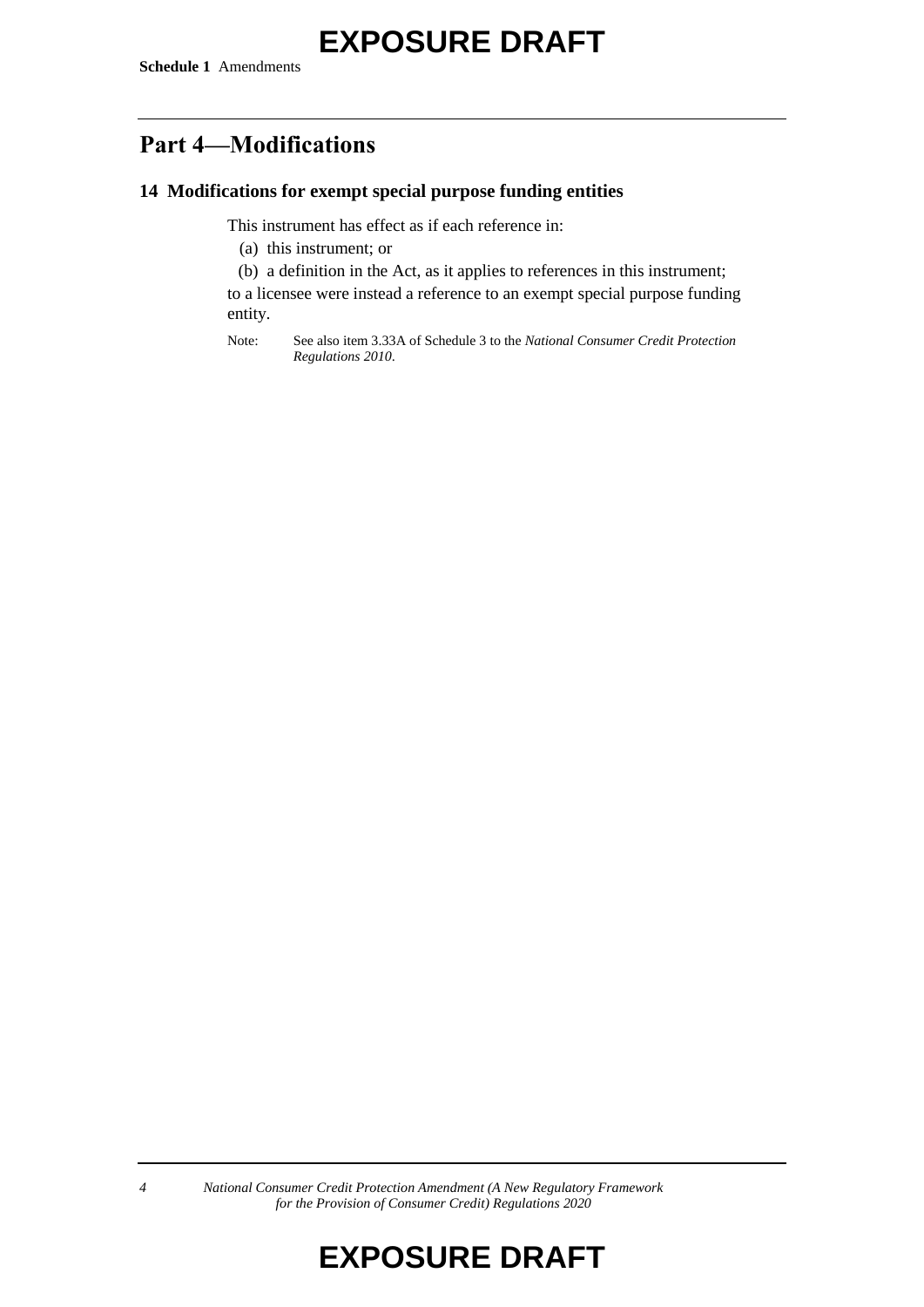## Part 4—Modifications

### 14 Modifications for exempt special purpose funding entities

This instrument has effect as if each reference in:

(a) this instrument; or

(b) a definition in the Act, as it applies to references in this instrument;

to a licensee were instead a reference to an exempt special purpose funding entity.

Note: See also item 3.33A of Schedule 3 to the *National Consumer Credit Protection Regulations 2010*.